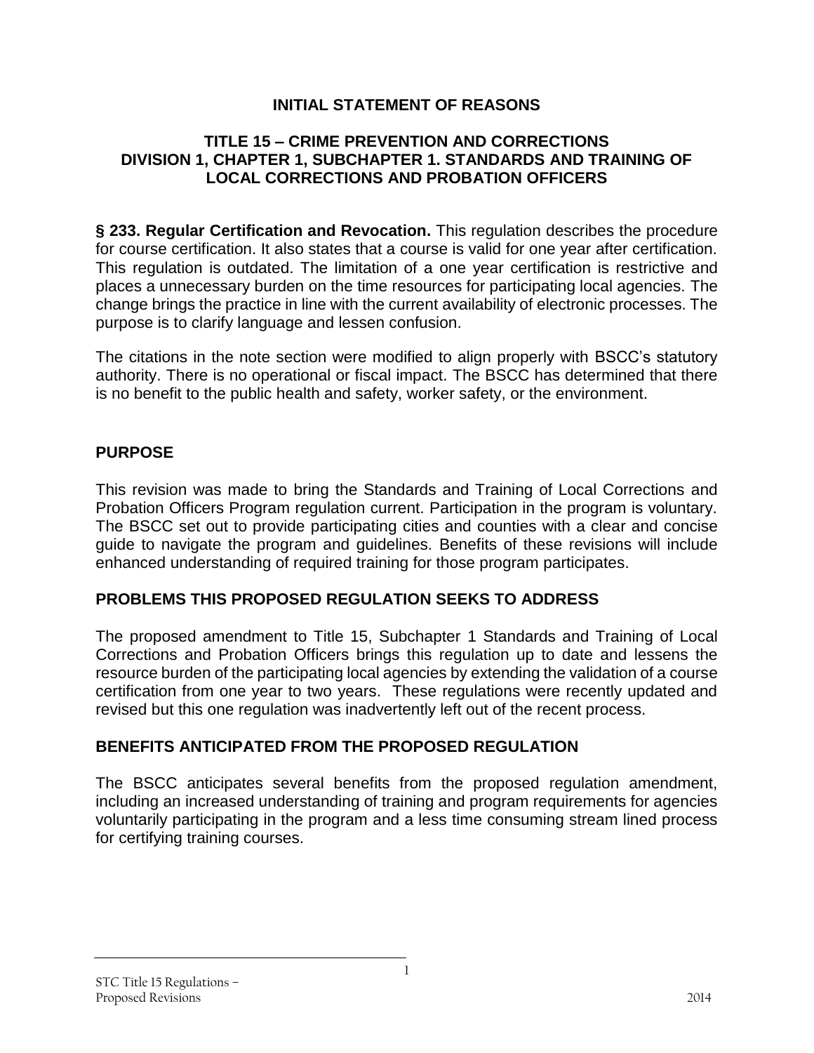# INITIAL STATEMENT OF REASONS

## TITLE 15 – CRIME PREVENTION AND CORRECTIONS
## DIVISION 1, CHAPTER 1, SUBCHAPTER 1. STANDARDS AND TRAINING OF LOCAL CORRECTIONS AND PROBATION OFFICERS

**§ 233. Regular Certification and Revocation.** This regulation describes the procedure for course certification. It also states that a course is valid for one year after certification. This regulation is outdated. The limitation of a one year certification is restrictive and places a unnecessary burden on the time resources for participating local agencies. The change brings the practice in line with the current availability of electronic processes. The purpose is to clarify language and lessen confusion.

The citations in the note section were modified to align properly with BSCC's statutory authority. There is no operational or fiscal impact. The BSCC has determined that there is no benefit to the public health and safety, worker safety, or the environment.

### PURPOSE

This revision was made to bring the Standards and Training of Local Corrections and Probation Officers Program regulation current. Participation in the program is voluntary. The BSCC set out to provide participating cities and counties with a clear and concise guide to navigate the program and guidelines. Benefits of these revisions will include enhanced understanding of required training for those program participates.

### PROBLEMS THIS PROPOSED REGULATION SEEKS TO ADDRESS

The proposed amendment to Title 15, Subchapter 1 Standards and Training of Local Corrections and Probation Officers brings this regulation up to date and lessens the resource burden of the participating local agencies by extending the validation of a course certification from one year to two years. These regulations were recently updated and revised but this one regulation was inadvertently left out of the recent process.

### BENEFITS ANTICIPATED FROM THE PROPOSED REGULATION

The BSCC anticipates several benefits from the proposed regulation amendment, including an increased understanding of training and program requirements for agencies voluntarily participating in the program and a less time consuming stream lined process for certifying training courses.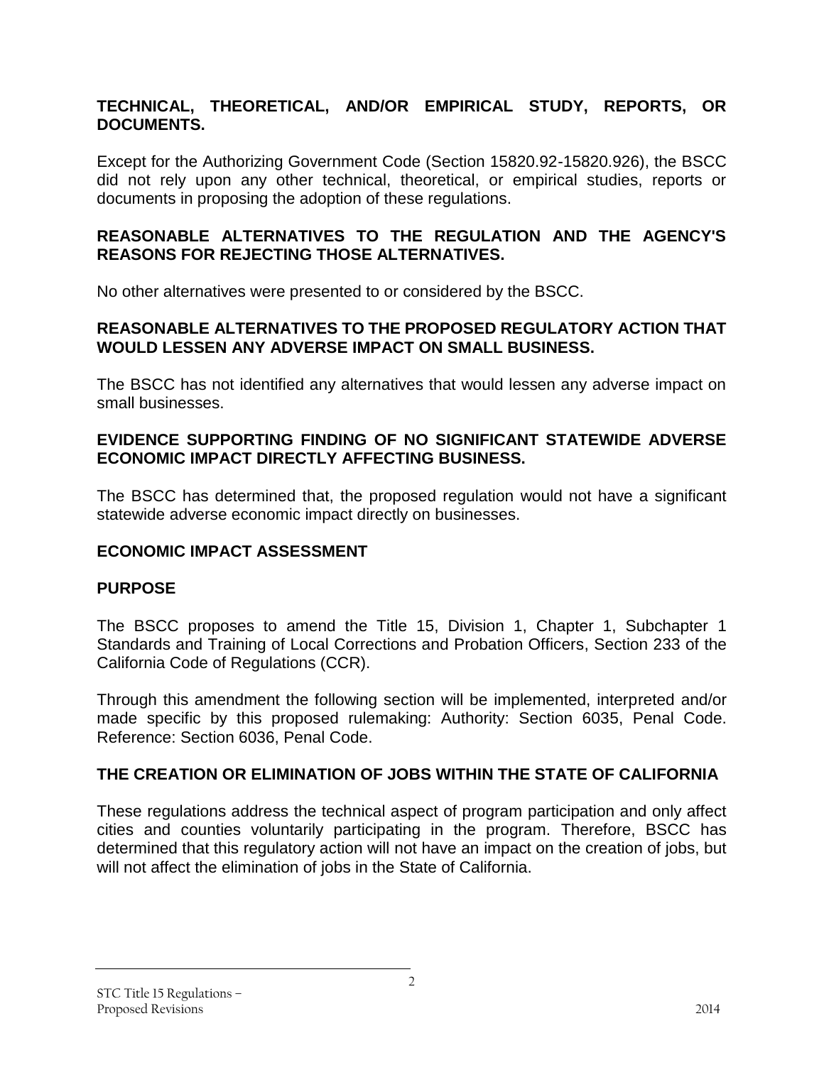**TECHNICAL, THEORETICAL, AND/OR EMPIRICAL STUDY, REPORTS, OR DOCUMENTS.**

Except for the Authorizing Government Code (Section 15820.92-15820.926), the BSCC did not rely upon any other technical, theoretical, or empirical studies, reports or documents in proposing the adoption of these regulations.

**REASONABLE ALTERNATIVES TO THE REGULATION AND THE AGENCY'S REASONS FOR REJECTING THOSE ALTERNATIVES.**

No other alternatives were presented to or considered by the BSCC.

**REASONABLE ALTERNATIVES TO THE PROPOSED REGULATORY ACTION THAT WOULD LESSEN ANY ADVERSE IMPACT ON SMALL BUSINESS.**

The BSCC has not identified any alternatives that would lessen any adverse impact on small businesses.

**EVIDENCE SUPPORTING FINDING OF NO SIGNIFICANT STATEWIDE ADVERSE ECONOMIC IMPACT DIRECTLY AFFECTING BUSINESS.**

The BSCC has determined that, the proposed regulation would not have a significant statewide adverse economic impact directly on businesses.

**ECONOMIC IMPACT ASSESSMENT**

**PURPOSE**

The BSCC proposes to amend the Title 15, Division 1, Chapter 1, Subchapter 1 Standards and Training of Local Corrections and Probation Officers, Section 233 of the California Code of Regulations (CCR).

Through this amendment the following section will be implemented, interpreted and/or made specific by this proposed rulemaking: Authority: Section 6035, Penal Code. Reference: Section 6036, Penal Code.

**THE CREATION OR ELIMINATION OF JOBS WITHIN THE STATE OF CALIFORNIA**

These regulations address the technical aspect of program participation and only affect cities and counties voluntarily participating in the program. Therefore, BSCC has determined that this regulatory action will not have an impact on the creation of jobs, but will not affect the elimination of jobs in the State of California.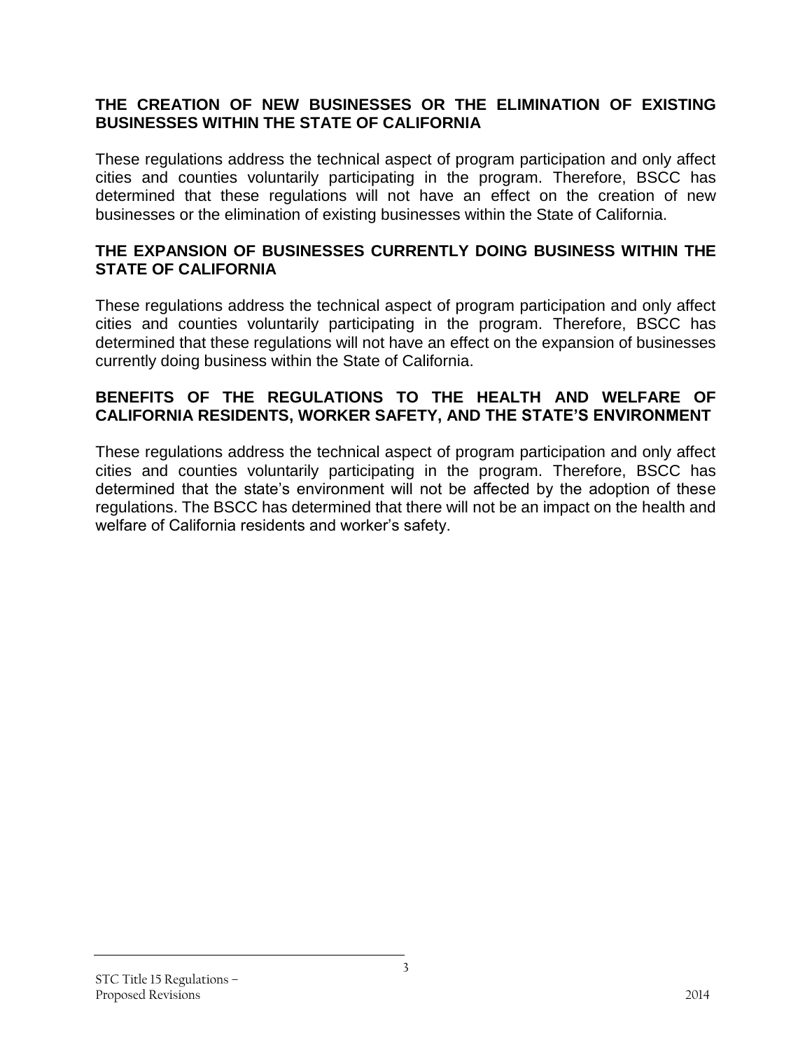## THE CREATION OF NEW BUSINESSES OR THE ELIMINATION OF EXISTING BUSINESSES WITHIN THE STATE OF CALIFORNIA

These regulations address the technical aspect of program participation and only affect cities and counties voluntarily participating in the program. Therefore, BSCC has determined that these regulations will not have an effect on the creation of new businesses or the elimination of existing businesses within the State of California.

## THE EXPANSION OF BUSINESSES CURRENTLY DOING BUSINESS WITHIN THE STATE OF CALIFORNIA

These regulations address the technical aspect of program participation and only affect cities and counties voluntarily participating in the program. Therefore, BSCC has determined that these regulations will not have an effect on the expansion of businesses currently doing business within the State of California.

## BENEFITS OF THE REGULATIONS TO THE HEALTH AND WELFARE OF CALIFORNIA RESIDENTS, WORKER SAFETY, AND THE STATE'S ENVIRONMENT

These regulations address the technical aspect of program participation and only affect cities and counties voluntarily participating in the program. Therefore, BSCC has determined that the state's environment will not be affected by the adoption of these regulations. The BSCC has determined that there will not be an impact on the health and welfare of California residents and worker's safety.